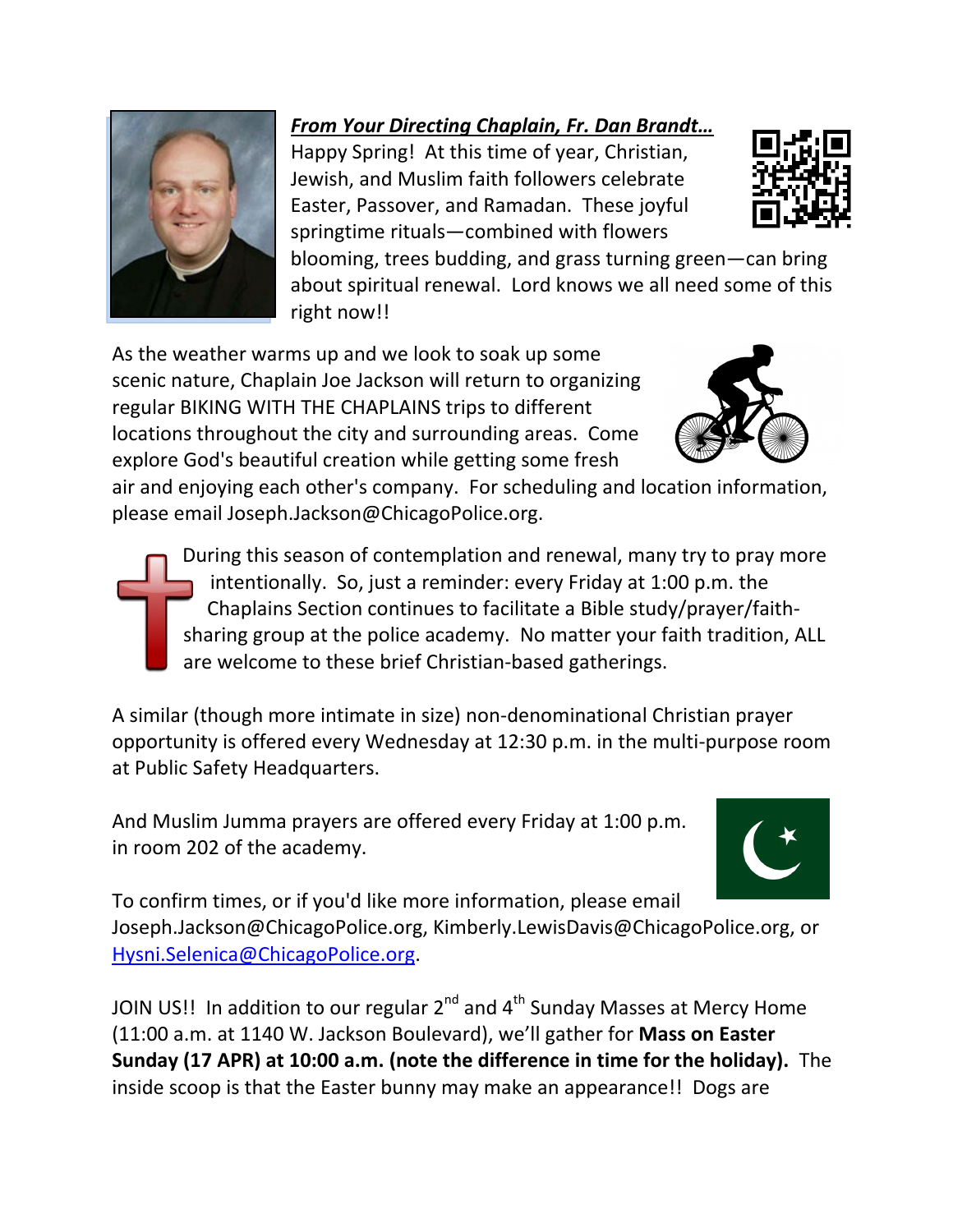***From Your Directing Chaplain, Fr. Dan Brandt…***

Happy Spring! At this time of year, Christian, Jewish, and Muslim faith followers celebrate Easter, Passover, and Ramadan. These joyful springtime rituals—combined with flowers blooming, trees budding, and grass turning green—can bring about spiritual renewal. Lord knows we all need some of this right now!!

As the weather warms up and we look to soak up some scenic nature, Chaplain Joe Jackson will return to organizing regular BIKING WITH THE CHAPLAINS trips to different locations throughout the city and surrounding areas. Come explore God's beautiful creation while getting some fresh air and enjoying each other's company. For scheduling and location information, please email Joseph.Jackson@ChicagoPolice.org.

During this season of contemplation and renewal, many try to pray more intentionally. So, just a reminder: every Friday at 1:00 p.m. the Chaplains Section continues to facilitate a Bible study/prayer/faith-sharing group at the police academy. No matter your faith tradition, ALL are welcome to these brief Christian-based gatherings.

A similar (though more intimate in size) non-denominational Christian prayer opportunity is offered every Wednesday at 12:30 p.m. in the multi-purpose room at Public Safety Headquarters.

And Muslim Jumma prayers are offered every Friday at 1:00 p.m. in room 202 of the academy.

To confirm times, or if you'd like more information, please email Joseph.Jackson@ChicagoPolice.org, Kimberly.LewisDavis@ChicagoPolice.org, or Hysni.Selenica@ChicagoPolice.org.

JOIN US!! In addition to our regular 2nd and 4th Sunday Masses at Mercy Home (11:00 a.m. at 1140 W. Jackson Boulevard), we'll gather for **Mass on Easter Sunday (17 APR) at 10:00 a.m. (note the difference in time for the holiday).** The inside scoop is that the Easter bunny may make an appearance!! Dogs are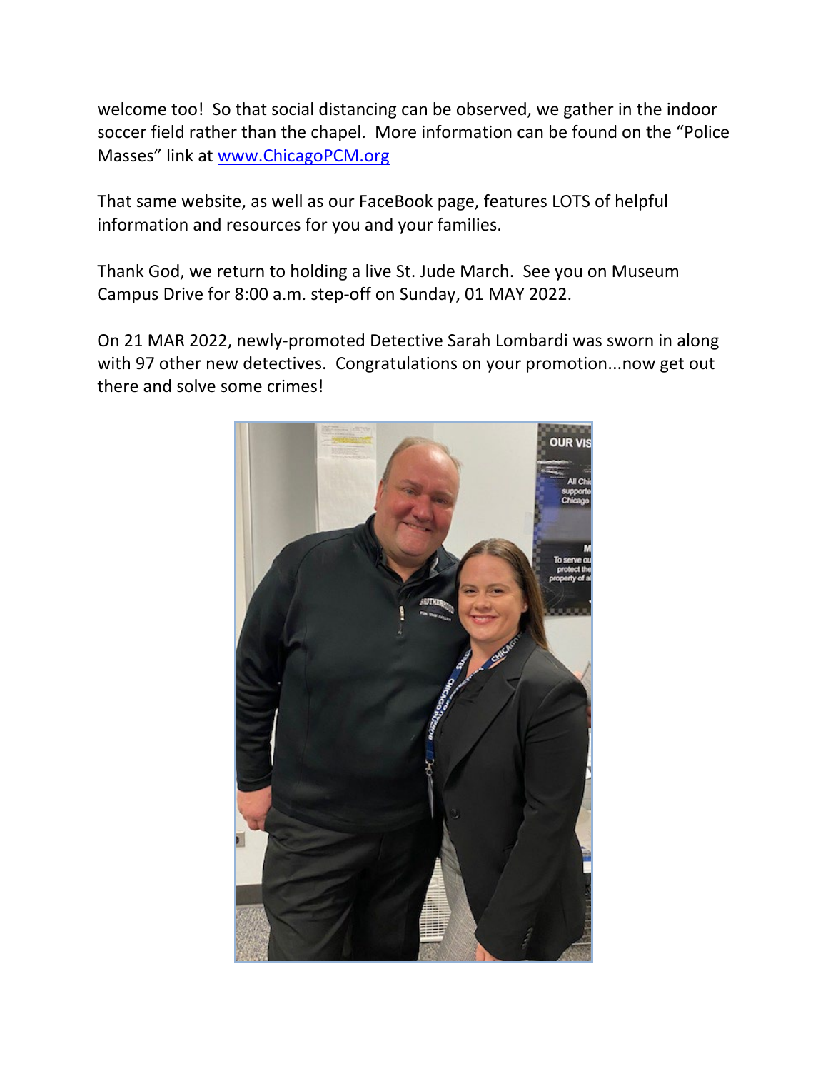welcome too! So that social distancing can be observed, we gather in the indoor soccer field rather than the chapel. More information can be found on the "Police Masses" link at [www.ChicagoPCM.org](http://www.ChicagoPCM.org)

That same website, as well as our FaceBook page, features LOTS of helpful information and resources for you and your families.

Thank God, we return to holding a live St. Jude March. See you on Museum Campus Drive for 8:00 a.m. step-off on Sunday, 01 MAY 2022.

On 21 MAR 2022, newly-promoted Detective Sarah Lombardi was sworn in along with 97 other new detectives. Congratulations on your promotion...now get out there and solve some crimes!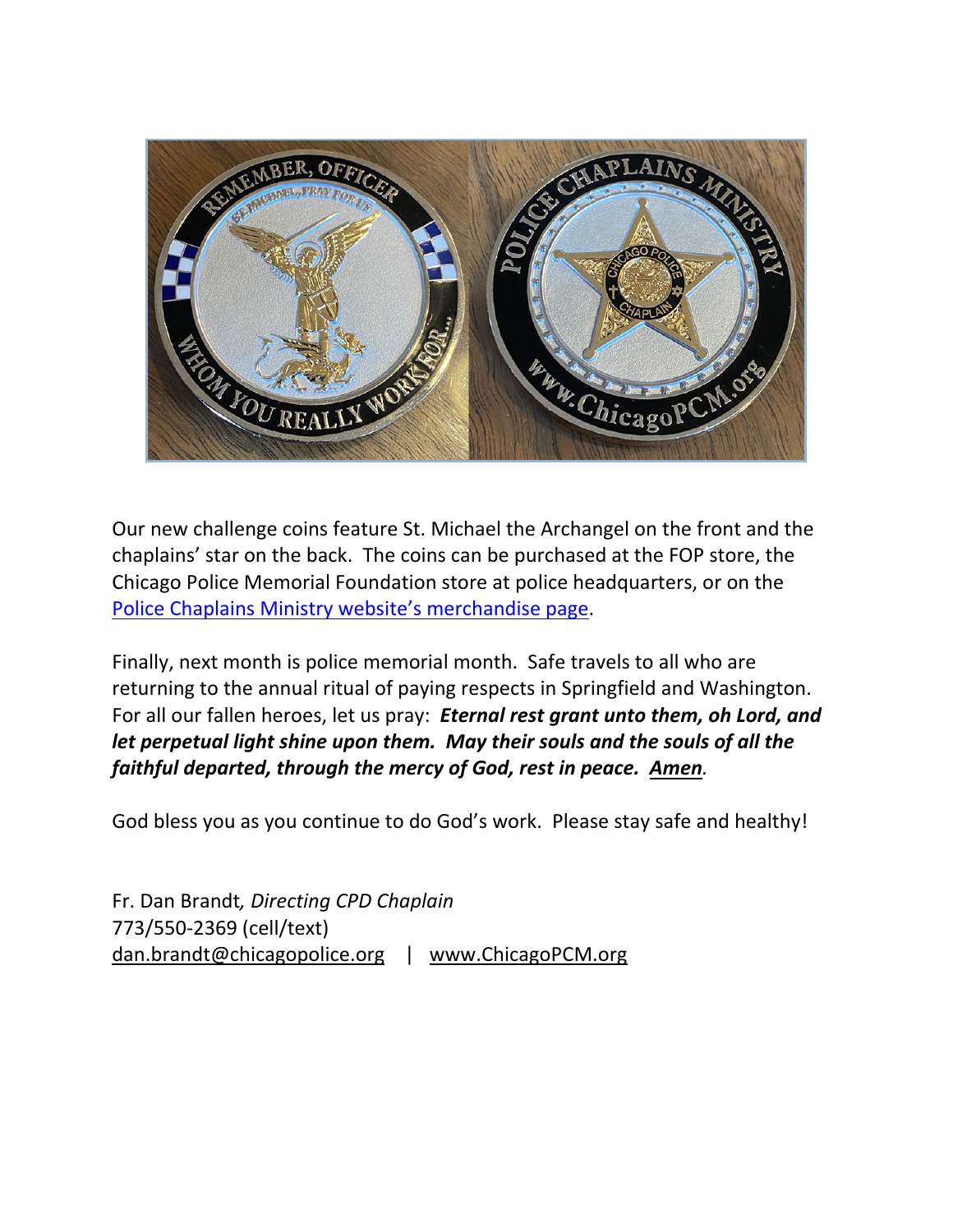Our new challenge coins feature St. Michael the Archangel on the front and the chaplains' star on the back. The coins can be purchased at the FOP store, the Chicago Police Memorial Foundation store at police headquarters, or on the [Police Chaplains Ministry website's merchandise page](#).

Finally, next month is police memorial month. Safe travels to all who are returning to the annual ritual of paying respects in Springfield and Washington. For all our fallen heroes, let us pray: ***Eternal rest grant unto them, oh Lord, and let perpetual light shine upon them. May their souls and the souls of all the faithful departed, through the mercy of God, rest in peace. Amen.***

God bless you as you continue to do God's work. Please stay safe and healthy!

Fr. Dan Brandt, *Directing CPD Chaplain*
773/550-2369 (cell/text)
dan.brandt@chicagopolice.org | www.ChicagoPCM.org